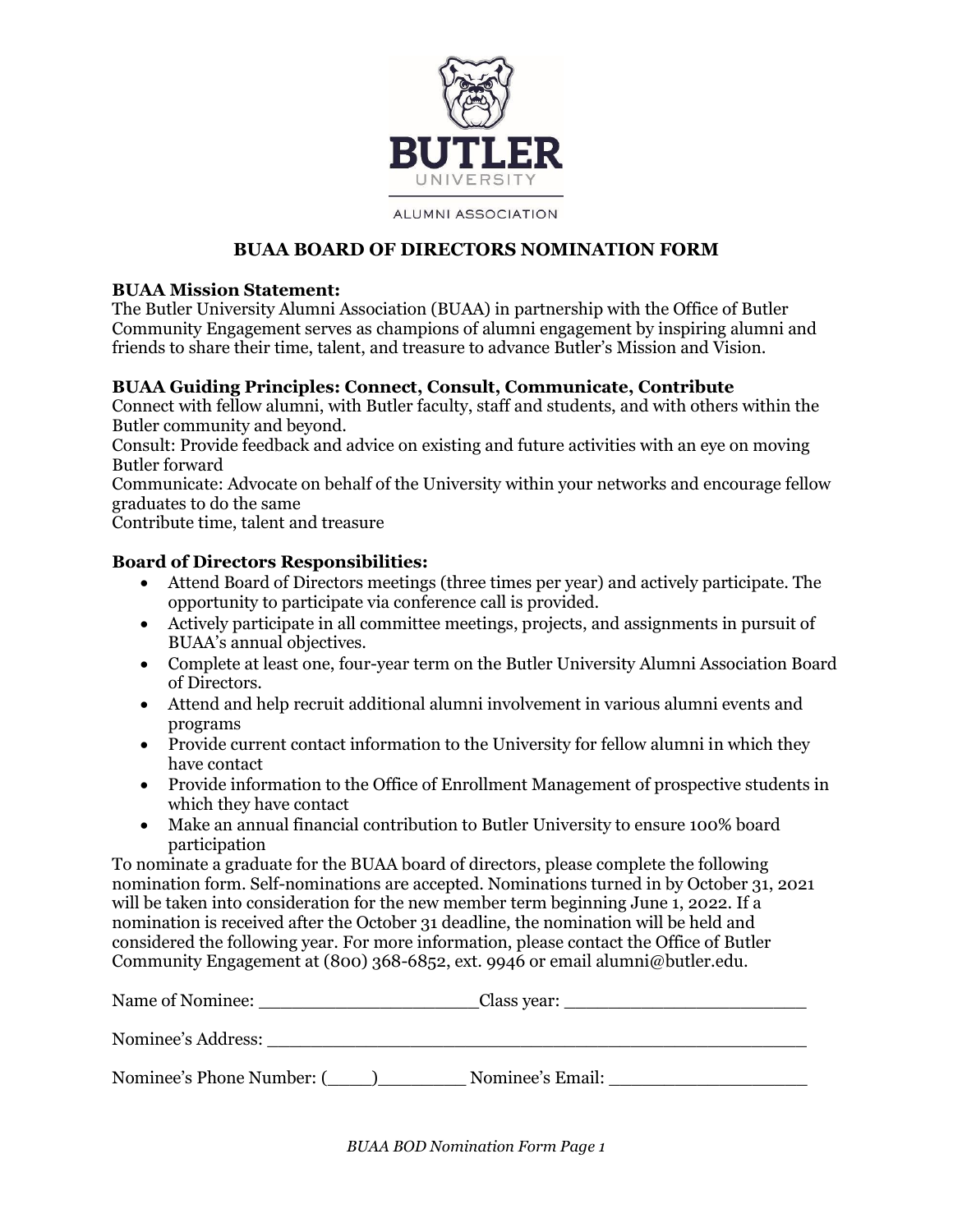BUTLER UNIVERSITY

ALUMNI ASSOCIATION

# BUAA BOARD OF DIRECTORS NOMINATION FORM

**BUAA Mission Statement:**
The Butler University Alumni Association (BUAA) in partnership with the Office of Butler Community Engagement serves as champions of alumni engagement by inspiring alumni and friends to share their time, talent, and treasure to advance Butler's Mission and Vision.

**BUAA Guiding Principles: Connect, Consult, Communicate, Contribute**
Connect with fellow alumni, with Butler faculty, staff and students, and with others within the Butler community and beyond.
Consult: Provide feedback and advice on existing and future activities with an eye on moving Butler forward
Communicate: Advocate on behalf of the University within your networks and encourage fellow graduates to do the same
Contribute time, talent and treasure

**Board of Directors Responsibilities:**

- Attend Board of Directors meetings (three times per year) and actively participate. The opportunity to participate via conference call is provided.
- Actively participate in all committee meetings, projects, and assignments in pursuit of BUAA's annual objectives.
- Complete at least one, four-year term on the Butler University Alumni Association Board of Directors.
- Attend and help recruit additional alumni involvement in various alumni events and programs
- Provide current contact information to the University for fellow alumni in which they have contact
- Provide information to the Office of Enrollment Management of prospective students in which they have contact
- Make an annual financial contribution to Butler University to ensure 100% board participation

To nominate a graduate for the BUAA board of directors, please complete the following nomination form. Self-nominations are accepted. Nominations turned in by October 31, 2021 will be taken into consideration for the new member term beginning June 1, 2022. If a nomination is received after the October 31 deadline, the nomination will be held and considered the following year. For more information, please contact the Office of Butler Community Engagement at (800) 368-6852, ext. 9946 or email alumni@butler.edu.

Name of Nominee: ____________________Class year: ______________________

Nominee's Address: ________________________________________________

Nominee's Phone Number: (____)________ Nominee's Email: __________________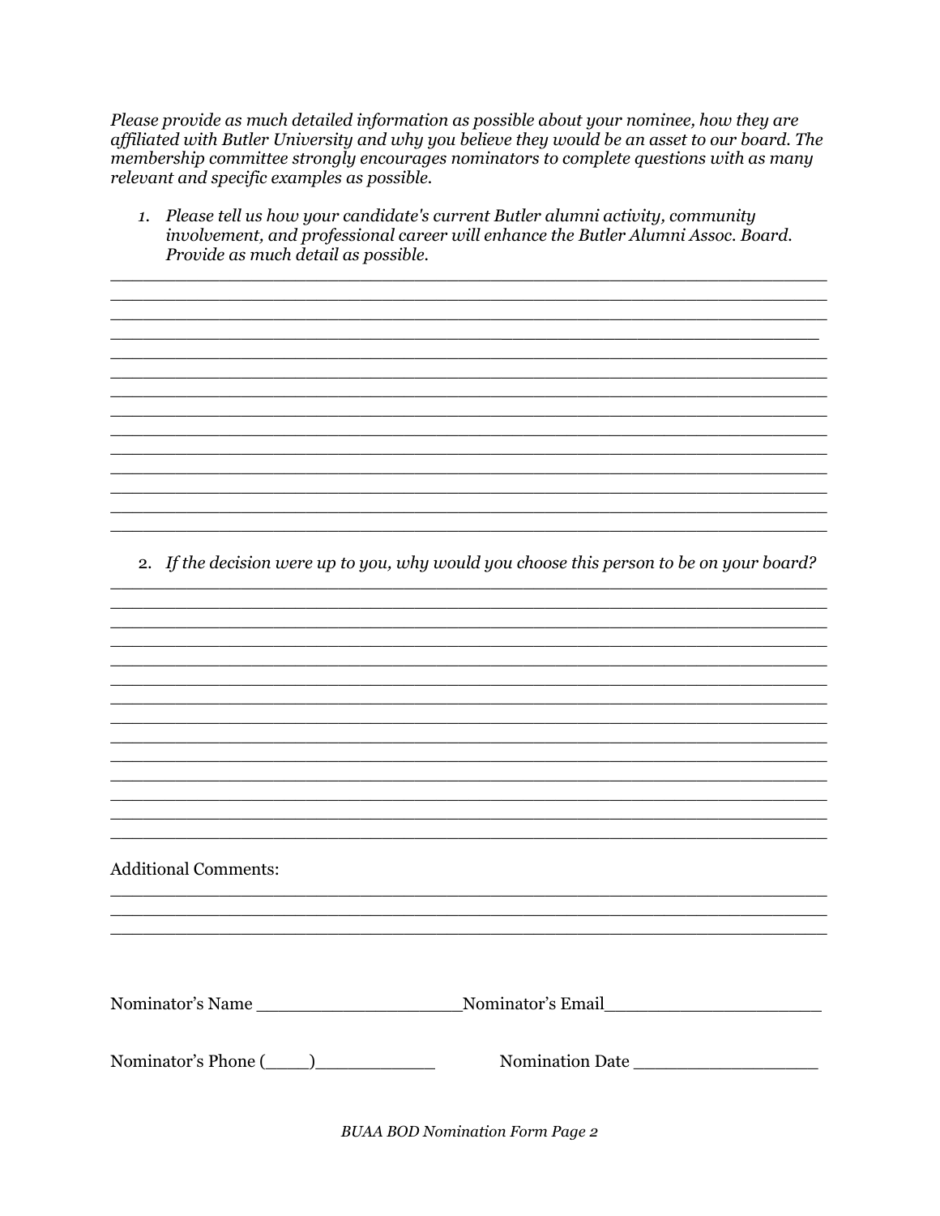*Please provide as much detailed information as possible about your nominee, how they are affiliated with Butler University and why you believe they would be an asset to our board. The membership committee strongly encourages nominators to complete questions with as many relevant and specific examples as possible.*

1. *Please tell us how your candidate's current Butler alumni activity, community involvement, and professional career will enhance the Butler Alumni Assoc. Board. Provide as much detail as possible.*

______________________________________________________________________
______________________________________________________________________
______________________________________________________________________
______________________________________________________________________
______________________________________________________________________
______________________________________________________________________
______________________________________________________________________
______________________________________________________________________
______________________________________________________________________
______________________________________________________________________
______________________________________________________________________
______________________________________________________________________
______________________________________________________________________
______________________________________________________________________

2. *If the decision were up to you, why would you choose this person to be on your board?*

______________________________________________________________________
______________________________________________________________________
______________________________________________________________________
______________________________________________________________________
______________________________________________________________________
______________________________________________________________________
______________________________________________________________________
______________________________________________________________________
______________________________________________________________________
______________________________________________________________________
______________________________________________________________________
______________________________________________________________________
______________________________________________________________________
______________________________________________________________________

Additional Comments:

______________________________________________________________________
______________________________________________________________________
______________________________________________________________________

Nominator's Name ____________________ Nominator's Email ______________________

Nominator's Phone (____)____________ Nomination Date __________________

*BUAA BOD Nomination Form Page 2*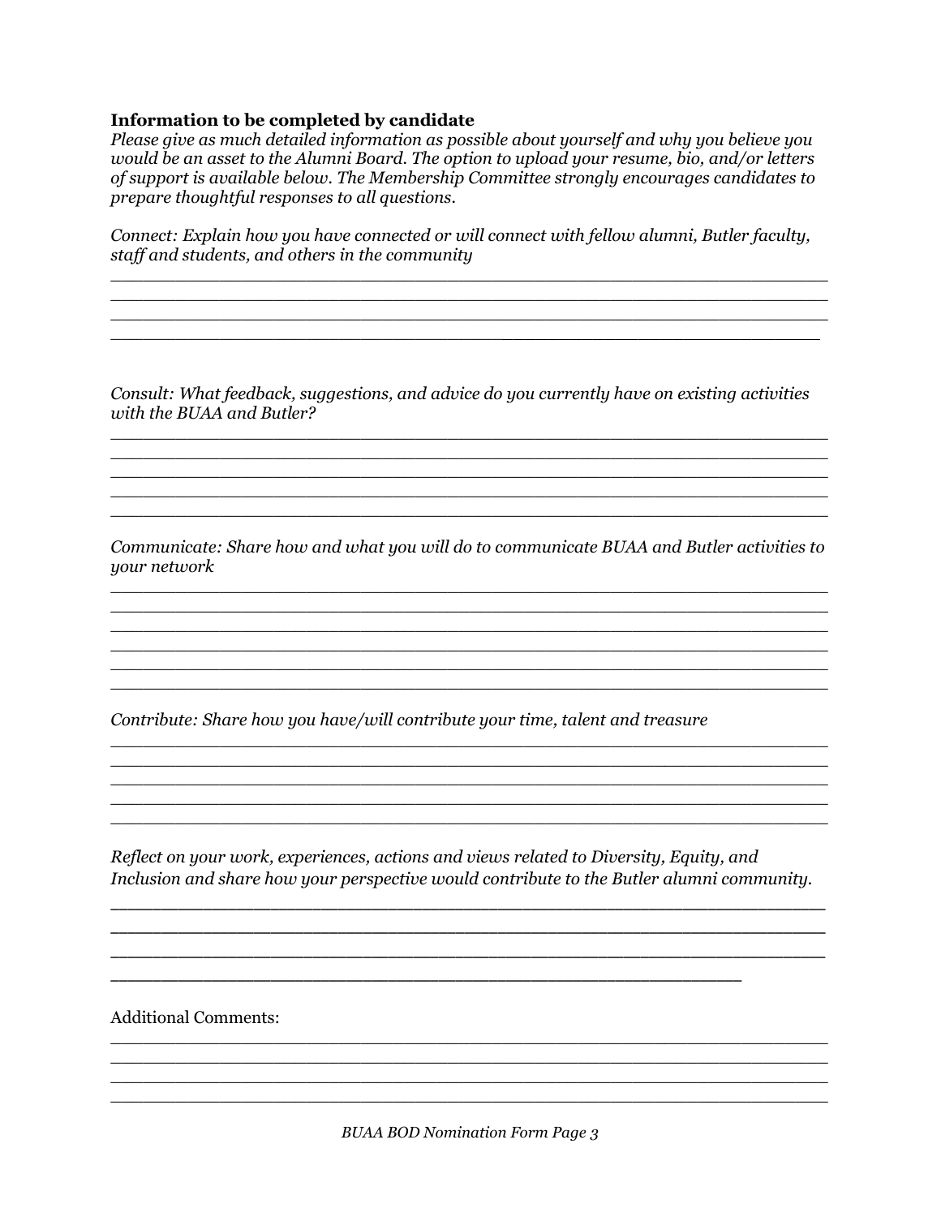**Information to be completed by candidate**

*Please give as much detailed information as possible about yourself and why you believe you would be an asset to the Alumni Board. The option to upload your resume, bio, and/or letters of support is available below. The Membership Committee strongly encourages candidates to prepare thoughtful responses to all questions.*

*Connect: Explain how you have connected or will connect with fellow alumni, Butler faculty, staff and students, and others in the community*

____________________________________________________________________

____________________________________________________________________

____________________________________________________________________

____________________________________________________________________

*Consult: What feedback, suggestions, and advice do you currently have on existing activities with the BUAA and Butler?*

____________________________________________________________________

____________________________________________________________________

____________________________________________________________________

____________________________________________________________________

____________________________________________________________________

*Communicate: Share how and what you will do to communicate BUAA and Butler activities to your network*

____________________________________________________________________

____________________________________________________________________

____________________________________________________________________

____________________________________________________________________

____________________________________________________________________

____________________________________________________________________

*Contribute: Share how you have/will contribute your time, talent and treasure*

____________________________________________________________________

____________________________________________________________________

____________________________________________________________________

____________________________________________________________________

____________________________________________________________________

*Reflect on your work, experiences, actions and views related to Diversity, Equity, and Inclusion and share how your perspective would contribute to the Butler alumni community.*

____________________________________________________________________

____________________________________________________________________

____________________________________________________________________

____________________________________________________________________

Additional Comments:

____________________________________________________________________

____________________________________________________________________

____________________________________________________________________

____________________________________________________________________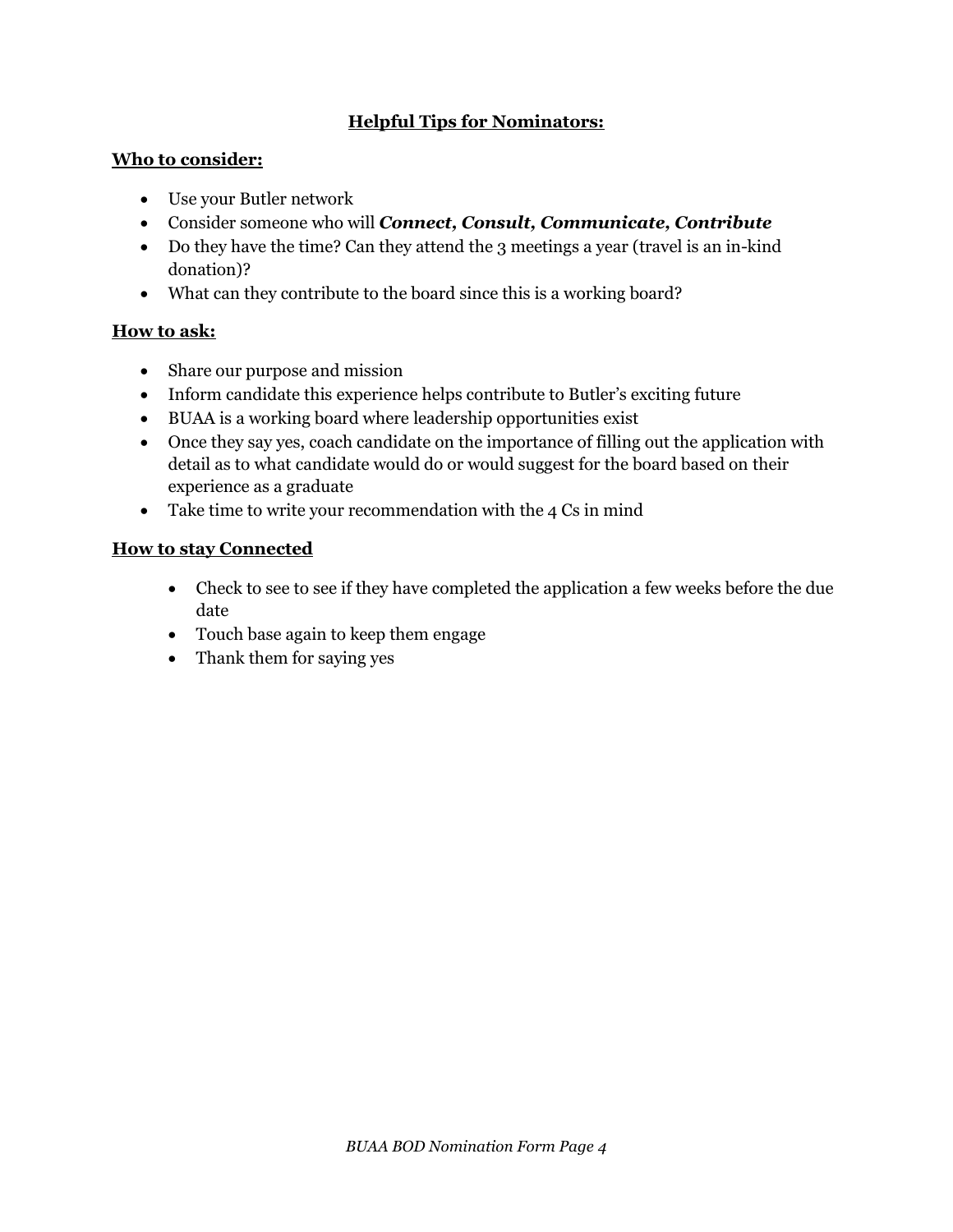## Helpful Tips for Nominators:

### Who to consider:

- Use your Butler network
- Consider someone who will ***Connect, Consult, Communicate, Contribute***
- Do they have the time? Can they attend the 3 meetings a year (travel is an in-kind donation)?
- What can they contribute to the board since this is a working board?

### How to ask:

- Share our purpose and mission
- Inform candidate this experience helps contribute to Butler's exciting future
- BUAA is a working board where leadership opportunities exist
- Once they say yes, coach candidate on the importance of filling out the application with detail as to what candidate would do or would suggest for the board based on their experience as a graduate
- Take time to write your recommendation with the 4 Cs in mind

### How to stay Connected

- Check to see to see if they have completed the application a few weeks before the due date
- Touch base again to keep them engage
- Thank them for saying yes